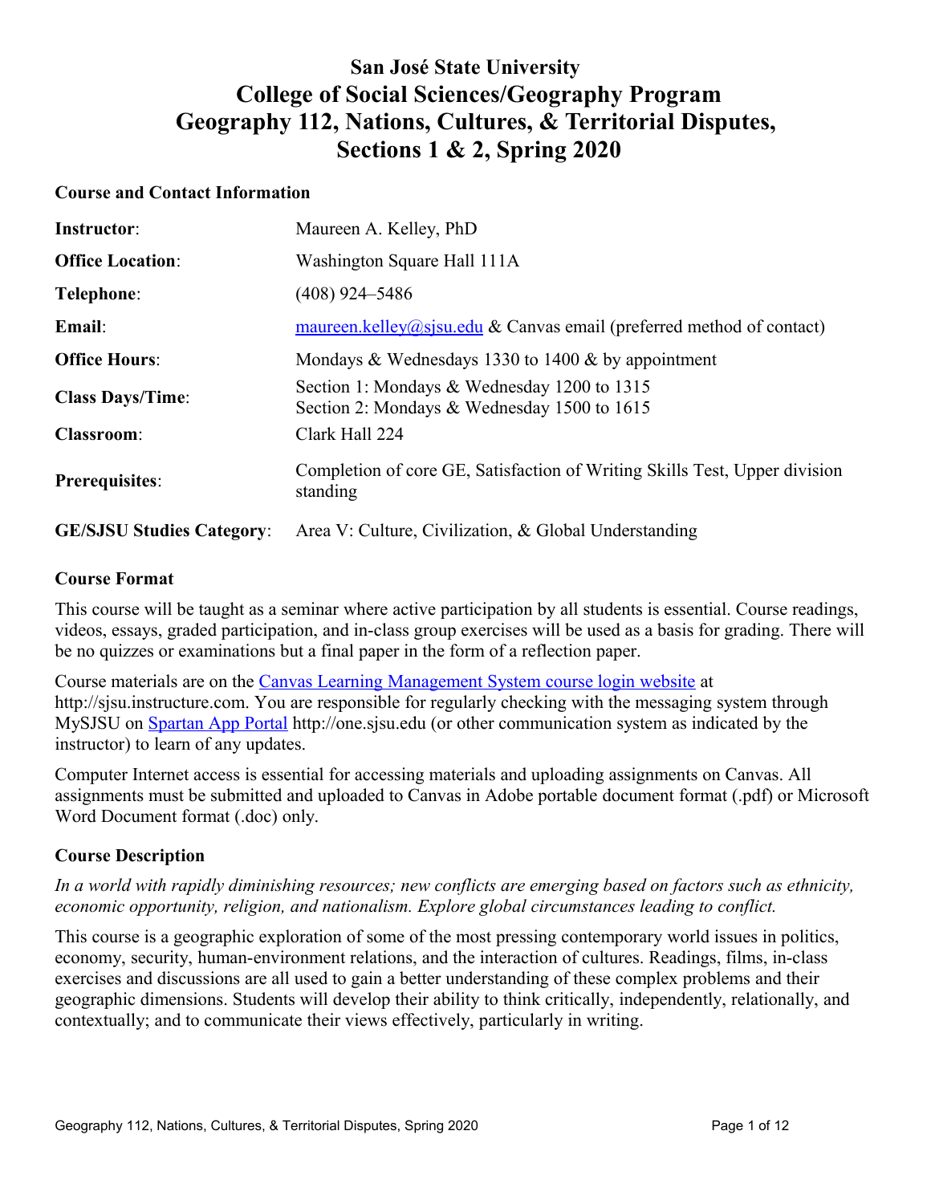# San José State University
# College of Social Sciences/Geography Program
# Geography 112, Nations, Cultures, & Territorial Disputes, Sections 1 & 2, Spring 2020

## Course and Contact Information

| | |
|---|---|
| **Instructor**: | Maureen A. Kelley, PhD |
| **Office Location**: | Washington Square Hall 111A |
| **Telephone**: | (408) 924–5486 |
| **Email**: | maureen.kelley@sjsu.edu & Canvas email (preferred method of contact) |
| **Office Hours**: | Mondays & Wednesdays 1330 to 1400 & by appointment |
| **Class Days/Time**: | Section 1: Mondays & Wednesday 1200 to 1315<br>Section 2: Mondays & Wednesday 1500 to 1615 |
| **Classroom**: | Clark Hall 224 |
| **Prerequisites**: | Completion of core GE, Satisfaction of Writing Skills Test, Upper division standing |
| **GE/SJSU Studies Category**: | Area V: Culture, Civilization, & Global Understanding |

## Course Format

This course will be taught as a seminar where active participation by all students is essential. Course readings, videos, essays, graded participation, and in-class group exercises will be used as a basis for grading. There will be no quizzes or examinations but a final paper in the form of a reflection paper.

Course materials are on the Canvas Learning Management System course login website at http://sjsu.instructure.com. You are responsible for regularly checking with the messaging system through MySJSU on Spartan App Portal http://one.sjsu.edu (or other communication system as indicated by the instructor) to learn of any updates.

Computer Internet access is essential for accessing materials and uploading assignments on Canvas. All assignments must be submitted and uploaded to Canvas in Adobe portable document format (.pdf) or Microsoft Word Document format (.doc) only.

## Course Description

*In a world with rapidly diminishing resources; new conflicts are emerging based on factors such as ethnicity, economic opportunity, religion, and nationalism. Explore global circumstances leading to conflict.*

This course is a geographic exploration of some of the most pressing contemporary world issues in politics, economy, security, human-environment relations, and the interaction of cultures. Readings, films, in-class exercises and discussions are all used to gain a better understanding of these complex problems and their geographic dimensions. Students will develop their ability to think critically, independently, relationally, and contextually; and to communicate their views effectively, particularly in writing.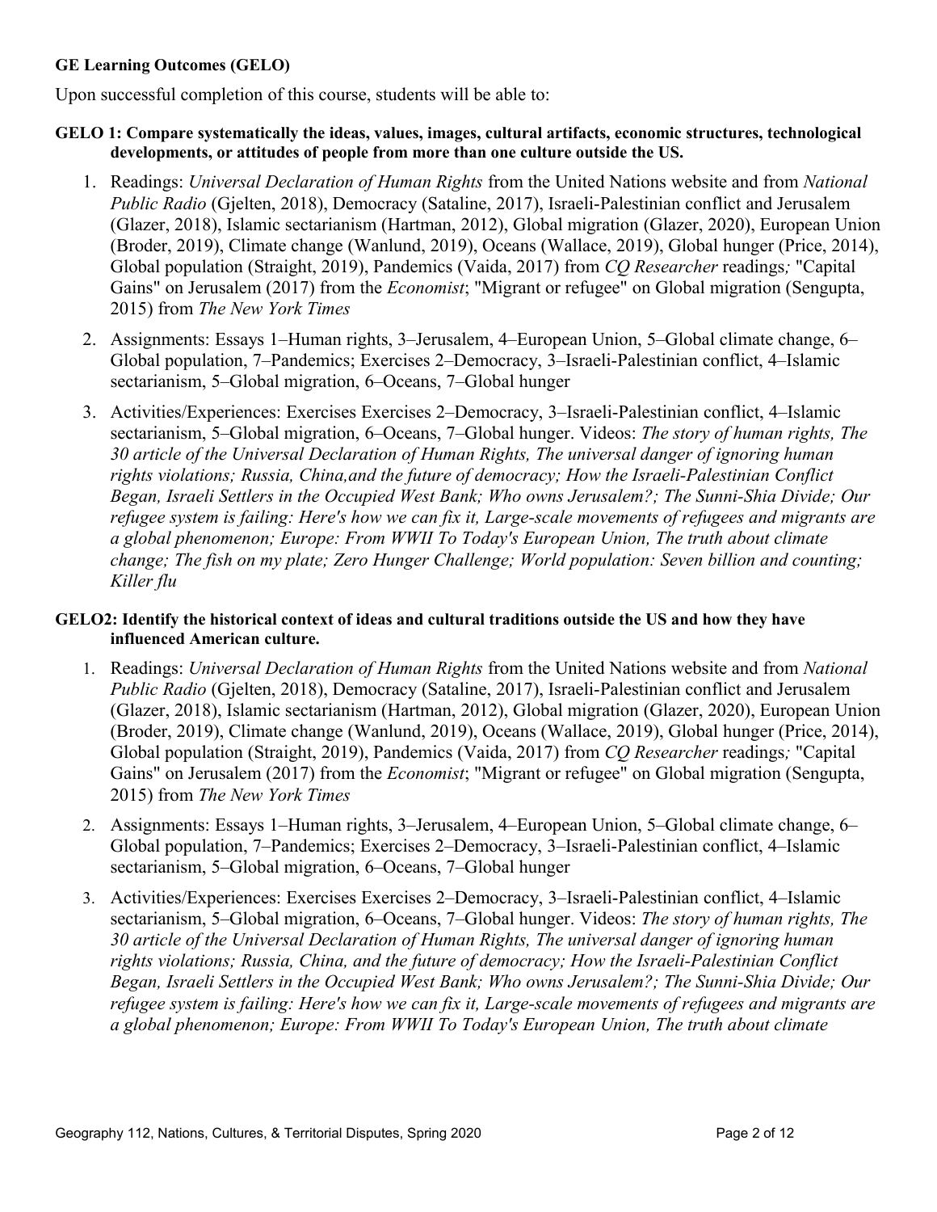**GE Learning Outcomes (GELO)**

Upon successful completion of this course, students will be able to:

**GELO 1: Compare systematically the ideas, values, images, cultural artifacts, economic structures, technological developments, or attitudes of people from more than one culture outside the US.**

1. Readings: *Universal Declaration of Human Rights* from the United Nations website and from *National Public Radio* (Gjelten, 2018), Democracy (Sataline, 2017), Israeli-Palestinian conflict and Jerusalem (Glazer, 2018), Islamic sectarianism (Hartman, 2012), Global migration (Glazer, 2020), European Union (Broder, 2019), Climate change (Wanlund, 2019), Oceans (Wallace, 2019), Global hunger (Price, 2014), Global population (Straight, 2019), Pandemics (Vaida, 2017) from *CQ Researcher* readings*;* "Capital Gains" on Jerusalem (2017) from the *Economist*; "Migrant or refugee" on Global migration (Sengupta, 2015) from *The New York Times*
2. Assignments: Essays 1–Human rights, 3–Jerusalem, 4–European Union, 5–Global climate change, 6–Global population, 7–Pandemics; Exercises 2–Democracy, 3–Israeli-Palestinian conflict, 4–Islamic sectarianism, 5–Global migration, 6–Oceans, 7–Global hunger
3. Activities/Experiences: Exercises Exercises 2–Democracy, 3–Israeli-Palestinian conflict, 4–Islamic sectarianism, 5–Global migration, 6–Oceans, 7–Global hunger. Videos: *The story of human rights, The 30 article of the Universal Declaration of Human Rights, The universal danger of ignoring human rights violations; Russia, China,and the future of democracy; How the Israeli-Palestinian Conflict Began, Israeli Settlers in the Occupied West Bank; Who owns Jerusalem?; The Sunni-Shia Divide; Our refugee system is failing: Here's how we can fix it, Large-scale movements of refugees and migrants are a global phenomenon; Europe: From WWII To Today's European Union, The truth about climate change; The fish on my plate; Zero Hunger Challenge; World population: Seven billion and counting; Killer flu*

**GELO2: Identify the historical context of ideas and cultural traditions outside the US and how they have influenced American culture.**

1. Readings: *Universal Declaration of Human Rights* from the United Nations website and from *National Public Radio* (Gjelten, 2018), Democracy (Sataline, 2017), Israeli-Palestinian conflict and Jerusalem (Glazer, 2018), Islamic sectarianism (Hartman, 2012), Global migration (Glazer, 2020), European Union (Broder, 2019), Climate change (Wanlund, 2019), Oceans (Wallace, 2019), Global hunger (Price, 2014), Global population (Straight, 2019), Pandemics (Vaida, 2017) from *CQ Researcher* readings*;* "Capital Gains" on Jerusalem (2017) from the *Economist*; "Migrant or refugee" on Global migration (Sengupta, 2015) from *The New York Times*
2. Assignments: Essays 1–Human rights, 3–Jerusalem, 4–European Union, 5–Global climate change, 6–Global population, 7–Pandemics; Exercises 2–Democracy, 3–Israeli-Palestinian conflict, 4–Islamic sectarianism, 5–Global migration, 6–Oceans, 7–Global hunger
3. Activities/Experiences: Exercises Exercises 2–Democracy, 3–Israeli-Palestinian conflict, 4–Islamic sectarianism, 5–Global migration, 6–Oceans, 7–Global hunger. Videos: *The story of human rights, The 30 article of the Universal Declaration of Human Rights, The universal danger of ignoring human rights violations; Russia, China, and the future of democracy; How the Israeli-Palestinian Conflict Began, Israeli Settlers in the Occupied West Bank; Who owns Jerusalem?; The Sunni-Shia Divide; Our refugee system is failing: Here's how we can fix it, Large-scale movements of refugees and migrants are a global phenomenon; Europe: From WWII To Today's European Union, The truth about climate*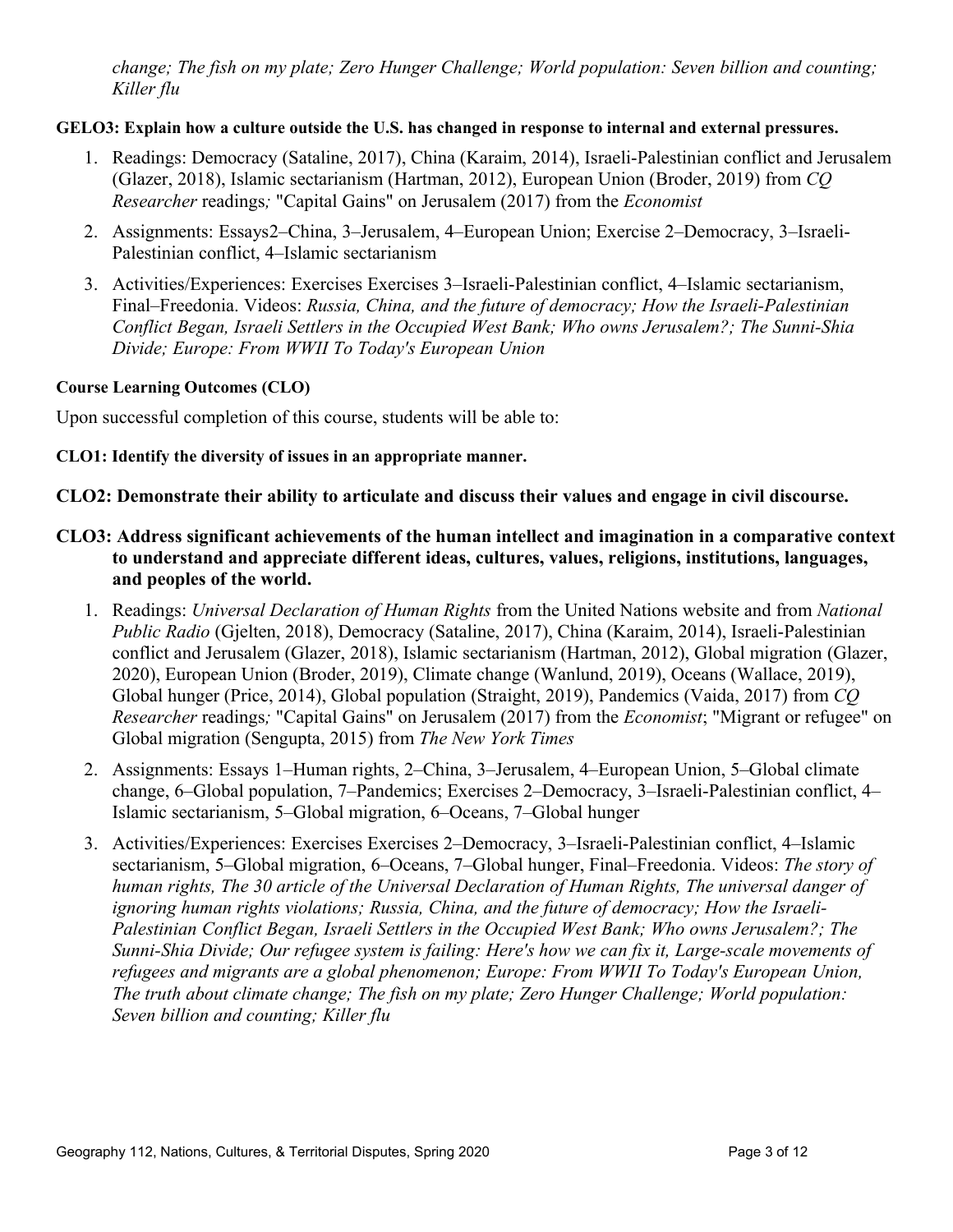*change; The fish on my plate; Zero Hunger Challenge; World population: Seven billion and counting; Killer flu*

**GELO3: Explain how a culture outside the U.S. has changed in response to internal and external pressures.**

1. Readings: Democracy (Sataline, 2017), China (Karaim, 2014), Israeli-Palestinian conflict and Jerusalem (Glazer, 2018), Islamic sectarianism (Hartman, 2012), European Union (Broder, 2019) from *CQ Researcher* readings*;* "Capital Gains" on Jerusalem (2017) from the *Economist*
2. Assignments: Essays2–China, 3–Jerusalem, 4–European Union; Exercise 2–Democracy, 3–Israeli-Palestinian conflict, 4–Islamic sectarianism
3. Activities/Experiences: Exercises Exercises 3–Israeli-Palestinian conflict, 4–Islamic sectarianism, Final–Freedonia. Videos: *Russia, China, and the future of democracy; How the Israeli-Palestinian Conflict Began, Israeli Settlers in the Occupied West Bank; Who owns Jerusalem?; The Sunni-Shia Divide; Europe: From WWII To Today's European Union*

**Course Learning Outcomes (CLO)**

Upon successful completion of this course, students will be able to:

**CLO1: Identify the diversity of issues in an appropriate manner.**

**CLO2: Demonstrate their ability to articulate and discuss their values and engage in civil discourse.**

**CLO3: Address significant achievements of the human intellect and imagination in a comparative context to understand and appreciate different ideas, cultures, values, religions, institutions, languages, and peoples of the world.**

1. Readings: *Universal Declaration of Human Rights* from the United Nations website and from *National Public Radio* (Gjelten, 2018), Democracy (Sataline, 2017), China (Karaim, 2014), Israeli-Palestinian conflict and Jerusalem (Glazer, 2018), Islamic sectarianism (Hartman, 2012), Global migration (Glazer, 2020), European Union (Broder, 2019), Climate change (Wanlund, 2019), Oceans (Wallace, 2019), Global hunger (Price, 2014), Global population (Straight, 2019), Pandemics (Vaida, 2017) from *CQ Researcher* readings*;* "Capital Gains" on Jerusalem (2017) from the *Economist*; "Migrant or refugee" on Global migration (Sengupta, 2015) from *The New York Times*
2. Assignments: Essays 1–Human rights, 2–China, 3–Jerusalem, 4–European Union, 5–Global climate change, 6–Global population, 7–Pandemics; Exercises 2–Democracy, 3–Israeli-Palestinian conflict, 4–Islamic sectarianism, 5–Global migration, 6–Oceans, 7–Global hunger
3. Activities/Experiences: Exercises Exercises 2–Democracy, 3–Israeli-Palestinian conflict, 4–Islamic sectarianism, 5–Global migration, 6–Oceans, 7–Global hunger, Final–Freedonia. Videos: *The story of human rights, The 30 article of the Universal Declaration of Human Rights, The universal danger of ignoring human rights violations; Russia, China, and the future of democracy; How the Israeli-Palestinian Conflict Began, Israeli Settlers in the Occupied West Bank; Who owns Jerusalem?; The Sunni-Shia Divide; Our refugee system is failing: Here's how we can fix it, Large-scale movements of refugees and migrants are a global phenomenon; Europe: From WWII To Today's European Union, The truth about climate change; The fish on my plate; Zero Hunger Challenge; World population: Seven billion and counting; Killer flu*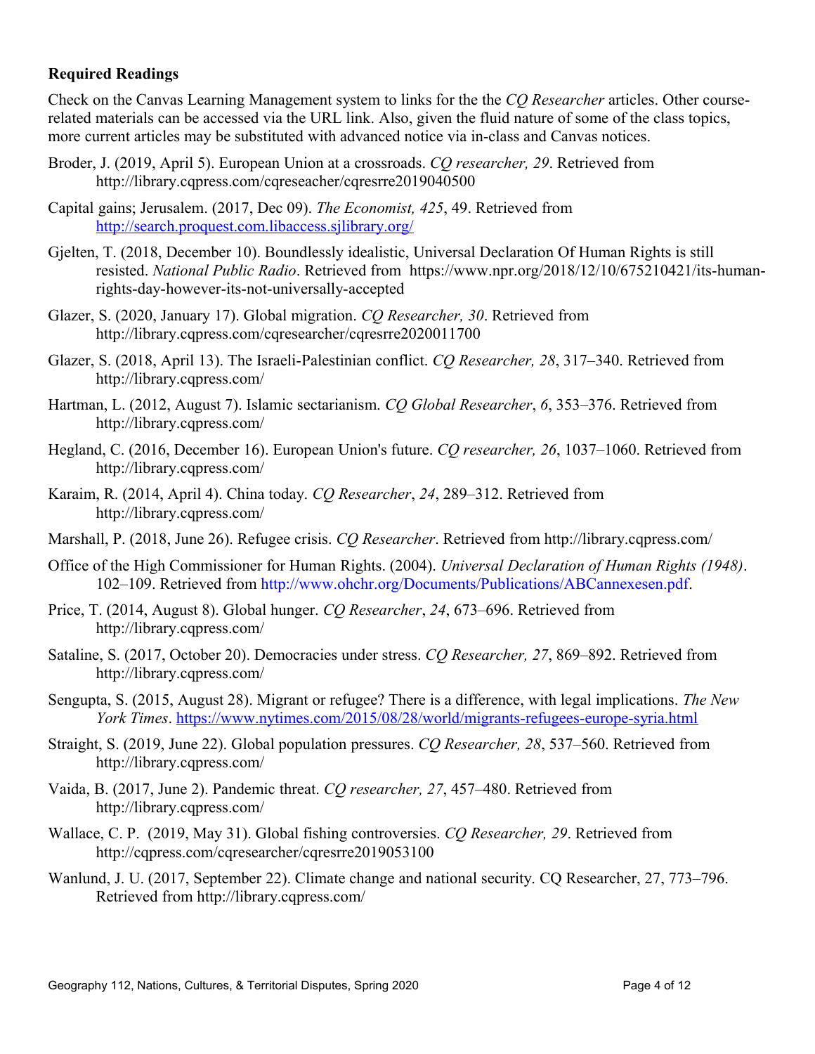**Required Readings**

Check on the Canvas Learning Management system to links for the the *CQ Researcher* articles. Other course-related materials can be accessed via the URL link. Also, given the fluid nature of some of the class topics, more current articles may be substituted with advanced notice via in-class and Canvas notices.

Broder, J. (2019, April 5). European Union at a crossroads. *CQ researcher, 29*. Retrieved from http://library.cqpress.com/cqreseacher/cqresrre2019040500

Capital gains; Jerusalem. (2017, Dec 09). *The Economist, 425*, 49. Retrieved from http://search.proquest.com.libaccess.sjlibrary.org/

Gjelten, T. (2018, December 10). Boundlessly idealistic, Universal Declaration Of Human Rights is still resisted. *National Public Radio*. Retrieved from https://www.npr.org/2018/12/10/675210421/its-human-rights-day-however-its-not-universally-accepted

Glazer, S. (2020, January 17). Global migration. *CQ Researcher, 30*. Retrieved from http://library.cqpress.com/cqresearcher/cqresrre2020011700

Glazer, S. (2018, April 13). The Israeli-Palestinian conflict. *CQ Researcher, 28*, 317–340. Retrieved from http://library.cqpress.com/

Hartman, L. (2012, August 7). Islamic sectarianism. *CQ Global Researcher*, *6*, 353–376. Retrieved from http://library.cqpress.com/

Hegland, C. (2016, December 16). European Union's future. *CQ researcher, 26*, 1037–1060. Retrieved from http://library.cqpress.com/

Karaim, R. (2014, April 4). China today. *CQ Researcher*, *24*, 289–312. Retrieved from http://library.cqpress.com/

Marshall, P. (2018, June 26). Refugee crisis. *CQ Researcher*. Retrieved from http://library.cqpress.com/

Office of the High Commissioner for Human Rights. (2004). *Universal Declaration of Human Rights (1948)*. 102–109. Retrieved from http://www.ohchr.org/Documents/Publications/ABCannexesen.pdf.

Price, T. (2014, August 8). Global hunger. *CQ Researcher*, *24*, 673–696. Retrieved from http://library.cqpress.com/

Sataline, S. (2017, October 20). Democracies under stress. *CQ Researcher, 27*, 869–892. Retrieved from http://library.cqpress.com/

Sengupta, S. (2015, August 28). Migrant or refugee? There is a difference, with legal implications. *The New York Times*. https://www.nytimes.com/2015/08/28/world/migrants-refugees-europe-syria.html

Straight, S. (2019, June 22). Global population pressures. *CQ Researcher, 28*, 537–560. Retrieved from http://library.cqpress.com/

Vaida, B. (2017, June 2). Pandemic threat. *CQ researcher, 27*, 457–480. Retrieved from http://library.cqpress.com/

Wallace, C. P. (2019, May 31). Global fishing controversies. *CQ Researcher, 29*. Retrieved from http://cqpress.com/cqresearcher/cqresrre2019053100

Wanlund, J. U. (2017, September 22). Climate change and national security. CQ Researcher, 27, 773–796. Retrieved from http://library.cqpress.com/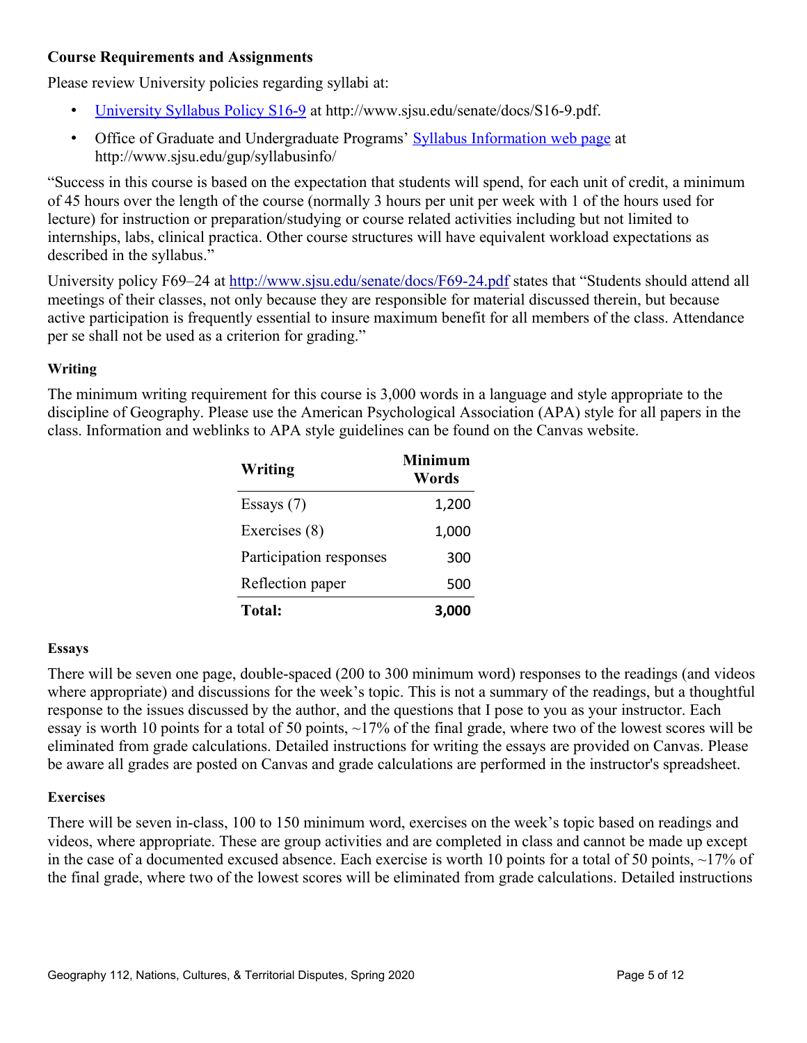### Course Requirements and Assignments

Please review University policies regarding syllabi at:

- [University Syllabus Policy S16-9](http://www.sjsu.edu/senate/docs/S16-9.pdf) at http://www.sjsu.edu/senate/docs/S16-9.pdf.
- Office of Graduate and Undergraduate Programs' [Syllabus Information web page](http://www.sjsu.edu/gup/syllabusinfo/) at http://www.sjsu.edu/gup/syllabusinfo/

"Success in this course is based on the expectation that students will spend, for each unit of credit, a minimum of 45 hours over the length of the course (normally 3 hours per unit per week with 1 of the hours used for lecture) for instruction or preparation/studying or course related activities including but not limited to internships, labs, clinical practica. Other course structures will have equivalent workload expectations as described in the syllabus."

University policy F69–24 at http://www.sjsu.edu/senate/docs/F69-24.pdf states that "Students should attend all meetings of their classes, not only because they are responsible for material discussed therein, but because active participation is frequently essential to insure maximum benefit for all members of the class. Attendance per se shall not be used as a criterion for grading."

#### Writing

The minimum writing requirement for this course is 3,000 words in a language and style appropriate to the discipline of Geography. Please use the American Psychological Association (APA) style for all papers in the class. Information and weblinks to APA style guidelines can be found on the Canvas website.

| Writing | Minimum Words |
|---|---|
| Essays (7) | 1,200 |
| Exercises (8) | 1,000 |
| Participation responses | 300 |
| Reflection paper | 500 |
| **Total:** | **3,000** |

#### Essays

There will be seven one page, double-spaced (200 to 300 minimum word) responses to the readings (and videos where appropriate) and discussions for the week's topic. This is not a summary of the readings, but a thoughtful response to the issues discussed by the author, and the questions that I pose to you as your instructor. Each essay is worth 10 points for a total of 50 points, ~17% of the final grade, where two of the lowest scores will be eliminated from grade calculations. Detailed instructions for writing the essays are provided on Canvas. Please be aware all grades are posted on Canvas and grade calculations are performed in the instructor's spreadsheet.

#### Exercises

There will be seven in-class, 100 to 150 minimum word, exercises on the week's topic based on readings and videos, where appropriate. These are group activities and are completed in class and cannot be made up except in the case of a documented excused absence. Each exercise is worth 10 points for a total of 50 points, ~17% of the final grade, where two of the lowest scores will be eliminated from grade calculations. Detailed instructions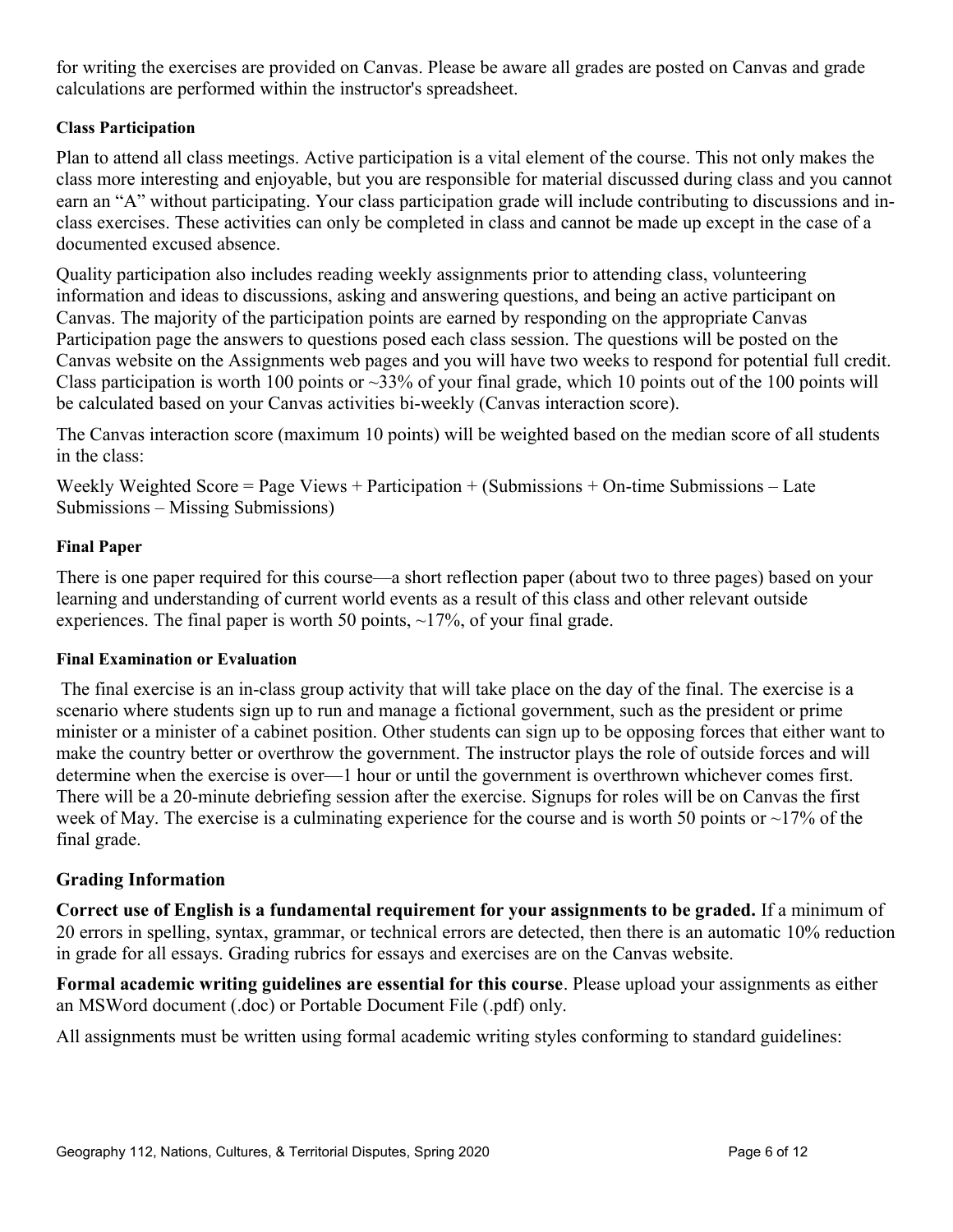for writing the exercises are provided on Canvas. Please be aware all grades are posted on Canvas and grade calculations are performed within the instructor's spreadsheet.

#### Class Participation

Plan to attend all class meetings. Active participation is a vital element of the course. This not only makes the class more interesting and enjoyable, but you are responsible for material discussed during class and you cannot earn an "A" without participating. Your class participation grade will include contributing to discussions and in-class exercises. These activities can only be completed in class and cannot be made up except in the case of a documented excused absence.

Quality participation also includes reading weekly assignments prior to attending class, volunteering information and ideas to discussions, asking and answering questions, and being an active participant on Canvas. The majority of the participation points are earned by responding on the appropriate Canvas Participation page the answers to questions posed each class session. The questions will be posted on the Canvas website on the Assignments web pages and you will have two weeks to respond for potential full credit. Class participation is worth 100 points or ~33% of your final grade, which 10 points out of the 100 points will be calculated based on your Canvas activities bi-weekly (Canvas interaction score).

The Canvas interaction score (maximum 10 points) will be weighted based on the median score of all students in the class:

Weekly Weighted Score = Page Views + Participation + (Submissions + On-time Submissions – Late Submissions – Missing Submissions)

#### Final Paper

There is one paper required for this course—a short reflection paper (about two to three pages) based on your learning and understanding of current world events as a result of this class and other relevant outside experiences. The final paper is worth 50 points, ~17%, of your final grade.

#### Final Examination or Evaluation

The final exercise is an in-class group activity that will take place on the day of the final. The exercise is a scenario where students sign up to run and manage a fictional government, such as the president or prime minister or a minister of a cabinet position. Other students can sign up to be opposing forces that either want to make the country better or overthrow the government. The instructor plays the role of outside forces and will determine when the exercise is over—1 hour or until the government is overthrown whichever comes first. There will be a 20-minute debriefing session after the exercise. Signups for roles will be on Canvas the first week of May. The exercise is a culminating experience for the course and is worth 50 points or ~17% of the final grade.

### Grading Information

**Correct use of English is a fundamental requirement for your assignments to be graded.** If a minimum of 20 errors in spelling, syntax, grammar, or technical errors are detected, then there is an automatic 10% reduction in grade for all essays. Grading rubrics for essays and exercises are on the Canvas website.

**Formal academic writing guidelines are essential for this course**. Please upload your assignments as either an MSWord document (.doc) or Portable Document File (.pdf) only.

All assignments must be written using formal academic writing styles conforming to standard guidelines: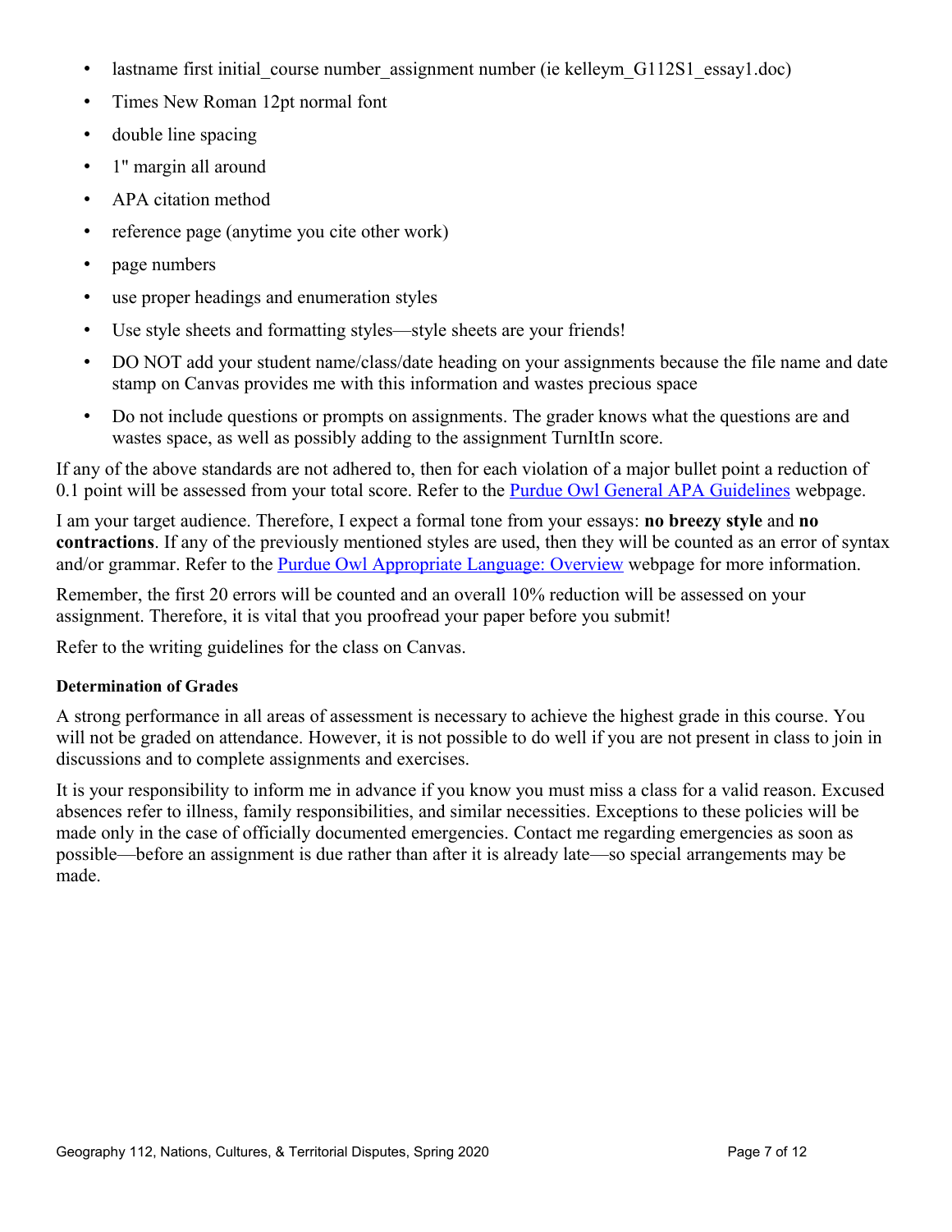- lastname first initial_course number_assignment number (ie kelleym_G112S1_essay1.doc)
- Times New Roman 12pt normal font
- double line spacing
- 1" margin all around
- APA citation method
- reference page (anytime you cite other work)
- page numbers
- use proper headings and enumeration styles
- Use style sheets and formatting styles—style sheets are your friends!
- DO NOT add your student name/class/date heading on your assignments because the file name and date stamp on Canvas provides me with this information and wastes precious space
- Do not include questions or prompts on assignments. The grader knows what the questions are and wastes space, as well as possibly adding to the assignment TurnItIn score.

If any of the above standards are not adhered to, then for each violation of a major bullet point a reduction of 0.1 point will be assessed from your total score. Refer to the Purdue Owl General APA Guidelines webpage.

I am your target audience. Therefore, I expect a formal tone from your essays: **no breezy style** and **no contractions**. If any of the previously mentioned styles are used, then they will be counted as an error of syntax and/or grammar. Refer to the Purdue Owl Appropriate Language: Overview webpage for more information.

Remember, the first 20 errors will be counted and an overall 10% reduction will be assessed on your assignment. Therefore, it is vital that you proofread your paper before you submit!

Refer to the writing guidelines for the class on Canvas.

#### Determination of Grades

A strong performance in all areas of assessment is necessary to achieve the highest grade in this course. You will not be graded on attendance. However, it is not possible to do well if you are not present in class to join in discussions and to complete assignments and exercises.

It is your responsibility to inform me in advance if you know you must miss a class for a valid reason. Excused absences refer to illness, family responsibilities, and similar necessities. Exceptions to these policies will be made only in the case of officially documented emergencies. Contact me regarding emergencies as soon as possible—before an assignment is due rather than after it is already late—so special arrangements may be made.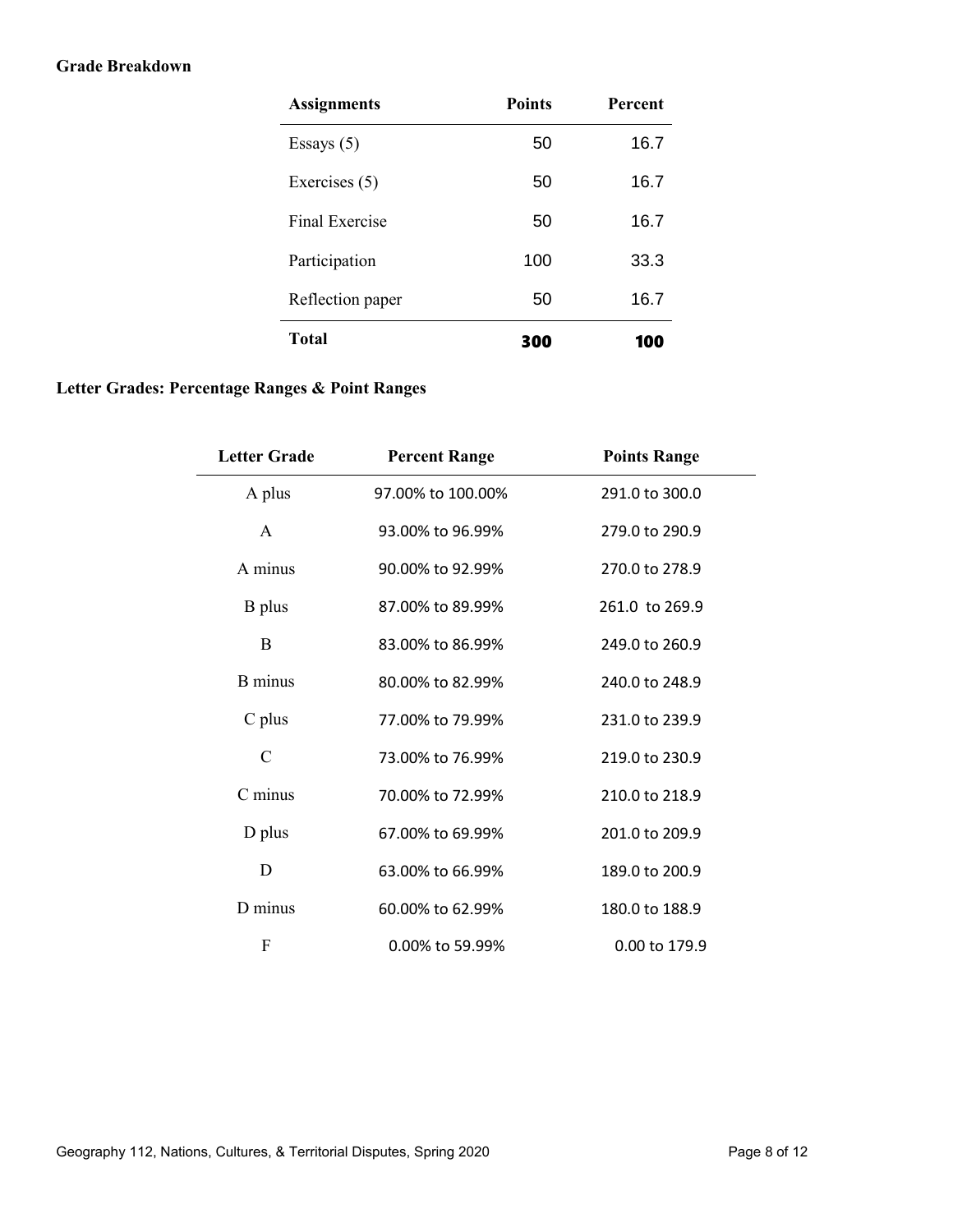**Grade Breakdown**

| Assignments | Points | Percent |
|---|---|---|
| Essays (5) | 50 | 16.7 |
| Exercises (5) | 50 | 16.7 |
| Final Exercise | 50 | 16.7 |
| Participation | 100 | 33.3 |
| Reflection paper | 50 | 16.7 |
| **Total** | **300** | **100** |

**Letter Grades: Percentage Ranges & Point Ranges**

| Letter Grade | Percent Range | Points Range |
|---|---|---|
| A plus | 97.00% to 100.00% | 291.0 to 300.0 |
| A | 93.00% to 96.99% | 279.0 to 290.9 |
| A minus | 90.00% to 92.99% | 270.0 to 278.9 |
| B plus | 87.00% to 89.99% | 261.0 to 269.9 |
| B | 83.00% to 86.99% | 249.0 to 260.9 |
| B minus | 80.00% to 82.99% | 240.0 to 248.9 |
| C plus | 77.00% to 79.99% | 231.0 to 239.9 |
| C | 73.00% to 76.99% | 219.0 to 230.9 |
| C minus | 70.00% to 72.99% | 210.0 to 218.9 |
| D plus | 67.00% to 69.99% | 201.0 to 209.9 |
| D | 63.00% to 66.99% | 189.0 to 200.9 |
| D minus | 60.00% to 62.99% | 180.0 to 188.9 |
| F | 0.00% to 59.99% | 0.00 to 179.9 |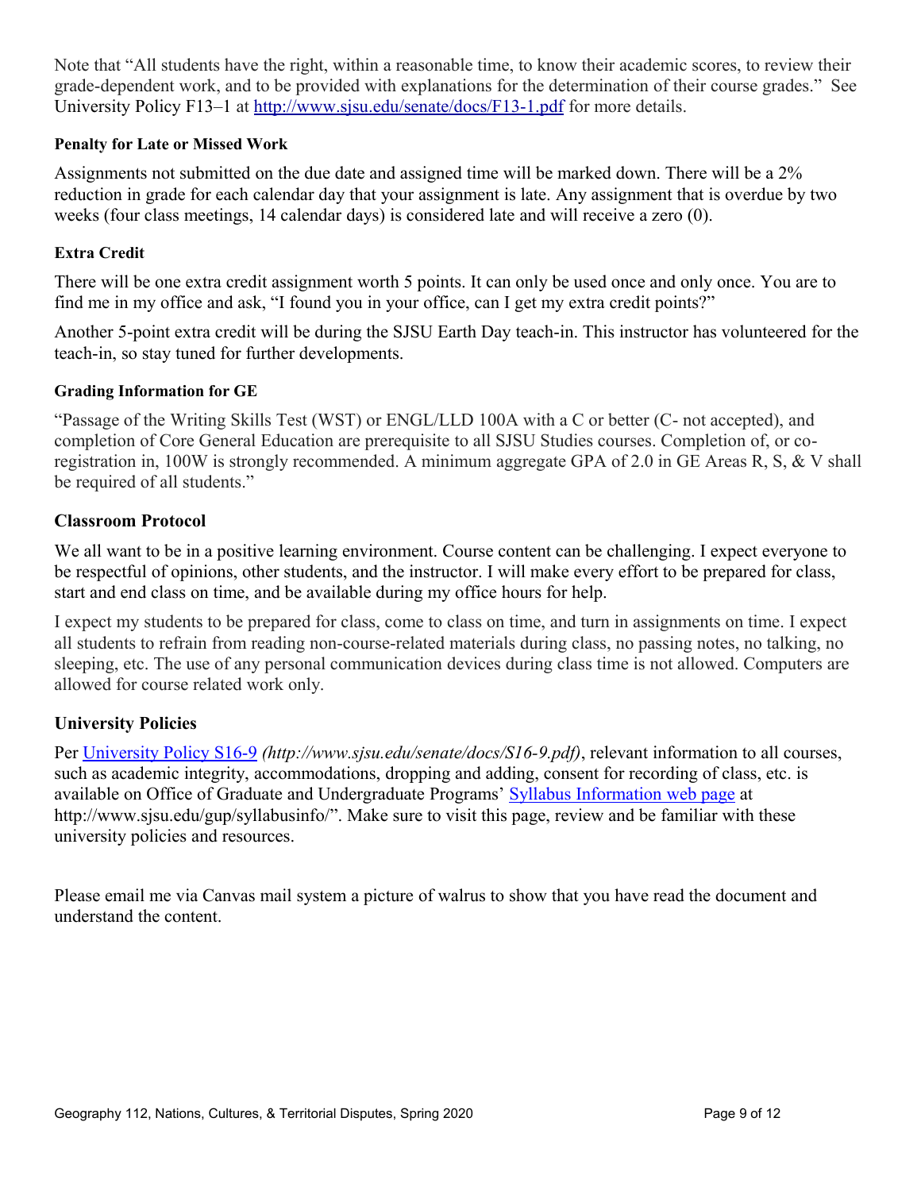Note that "All students have the right, within a reasonable time, to know their academic scores, to review their grade-dependent work, and to be provided with explanations for the determination of their course grades." See University Policy F13–1 at [http://www.sjsu.edu/senate/docs/F13-1.pdf](http://www.sjsu.edu/senate/docs/F13-1.pdf) for more details.

#### Penalty for Late or Missed Work

Assignments not submitted on the due date and assigned time will be marked down. There will be a 2% reduction in grade for each calendar day that your assignment is late. Any assignment that is overdue by two weeks (four class meetings, 14 calendar days) is considered late and will receive a zero (0).

#### Extra Credit

There will be one extra credit assignment worth 5 points. It can only be used once and only once. You are to find me in my office and ask, "I found you in your office, can I get my extra credit points?"

Another 5-point extra credit will be during the SJSU Earth Day teach-in. This instructor has volunteered for the teach-in, so stay tuned for further developments.

#### Grading Information for GE

"Passage of the Writing Skills Test (WST) or ENGL/LLD 100A with a C or better (C- not accepted), and completion of Core General Education are prerequisite to all SJSU Studies courses. Completion of, or co-registration in, 100W is strongly recommended. A minimum aggregate GPA of 2.0 in GE Areas R, S, & V shall be required of all students."

### Classroom Protocol

We all want to be in a positive learning environment. Course content can be challenging. I expect everyone to be respectful of opinions, other students, and the instructor. I will make every effort to be prepared for class, start and end class on time, and be available during my office hours for help.

I expect my students to be prepared for class, come to class on time, and turn in assignments on time. I expect all students to refrain from reading non-course-related materials during class, no passing notes, no talking, no sleeping, etc. The use of any personal communication devices during class time is not allowed. Computers are allowed for course related work only.

### University Policies

Per [University Policy S16-9](http://www.sjsu.edu/senate/docs/S16-9.pdf) *(http://www.sjsu.edu/senate/docs/S16-9.pdf)*, relevant information to all courses, such as academic integrity, accommodations, dropping and adding, consent for recording of class, etc. is available on Office of Graduate and Undergraduate Programs' [Syllabus Information web page](http://www.sjsu.edu/gup/syllabusinfo/) at http://www.sjsu.edu/gup/syllabusinfo/". Make sure to visit this page, review and be familiar with these university policies and resources.

Please email me via Canvas mail system a picture of walrus to show that you have read the document and understand the content.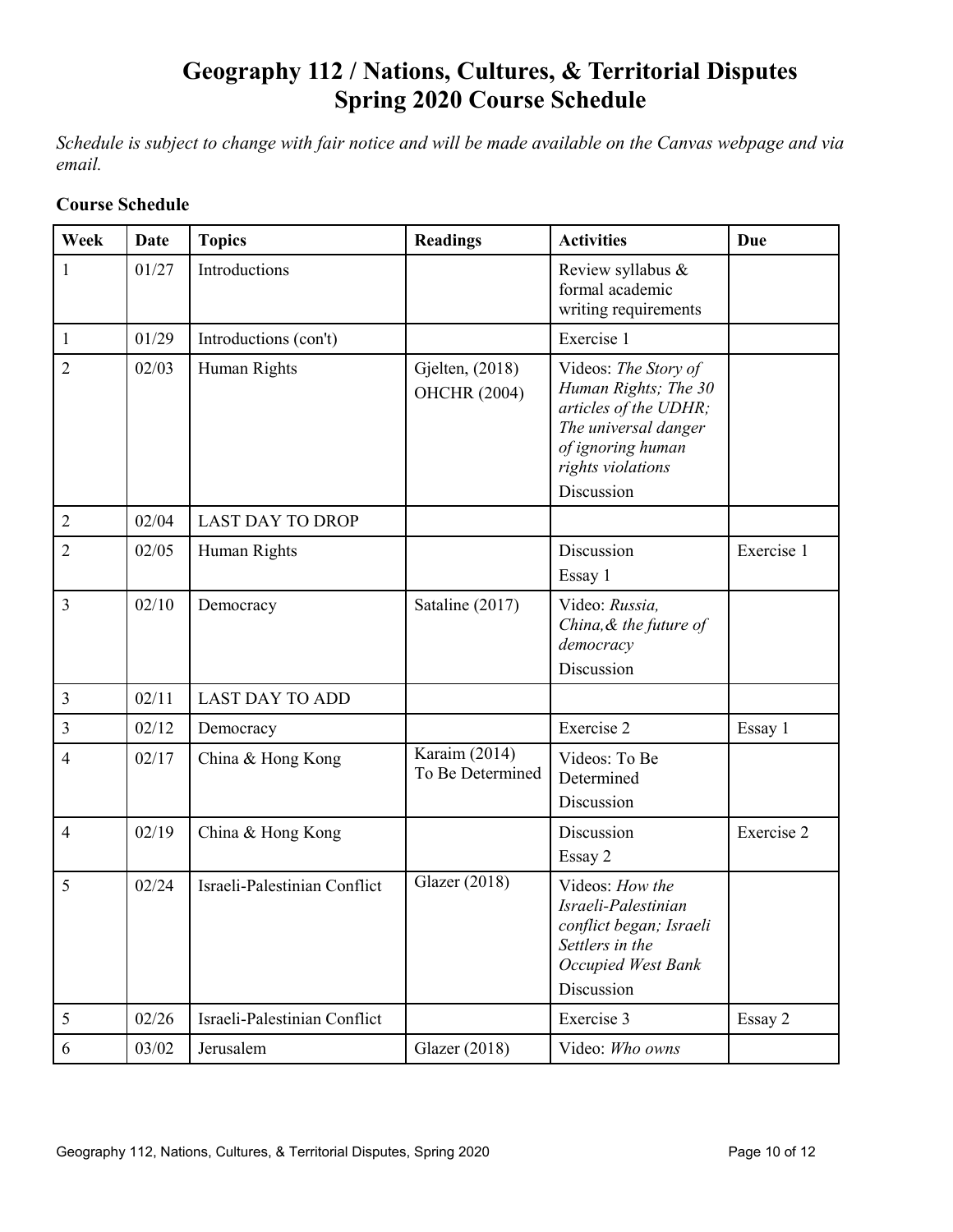# Geography 112 / Nations, Cultures, & Territorial Disputes
# Spring 2020 Course Schedule

*Schedule is subject to change with fair notice and will be made available on the Canvas webpage and via email.*

**Course Schedule**

| Week | Date | Topics | Readings | Activities | Due |
|---|---|---|---|---|---|
| 1 | 01/27 | Introductions | | Review syllabus & formal academic writing requirements | |
| 1 | 01/29 | Introductions (con't) | | Exercise 1 | |
| 2 | 02/03 | Human Rights | Gjelten, (2018) OHCHR (2004) | Videos: *The Story of Human Rights; The 30 articles of the UDHR; The universal danger of ignoring human rights violations* Discussion | |
| 2 | 02/04 | LAST DAY TO DROP | | | |
| 2 | 02/05 | Human Rights | | Discussion Essay 1 | Exercise 1 |
| 3 | 02/10 | Democracy | Sataline (2017) | Video: *Russia, China,& the future of democracy* Discussion | |
| 3 | 02/11 | LAST DAY TO ADD | | | |
| 3 | 02/12 | Democracy | | Exercise 2 | Essay 1 |
| 4 | 02/17 | China & Hong Kong | Karaim (2014) To Be Determined | Videos: To Be Determined Discussion | |
| 4 | 02/19 | China & Hong Kong | | Discussion Essay 2 | Exercise 2 |
| 5 | 02/24 | Israeli-Palestinian Conflict | Glazer (2018) | Videos: *How the Israeli-Palestinian conflict began; Israeli Settlers in the Occupied West Bank* Discussion | |
| 5 | 02/26 | Israeli-Palestinian Conflict | | Exercise 3 | Essay 2 |
| 6 | 03/02 | Jerusalem | Glazer (2018) | Video: *Who owns* | |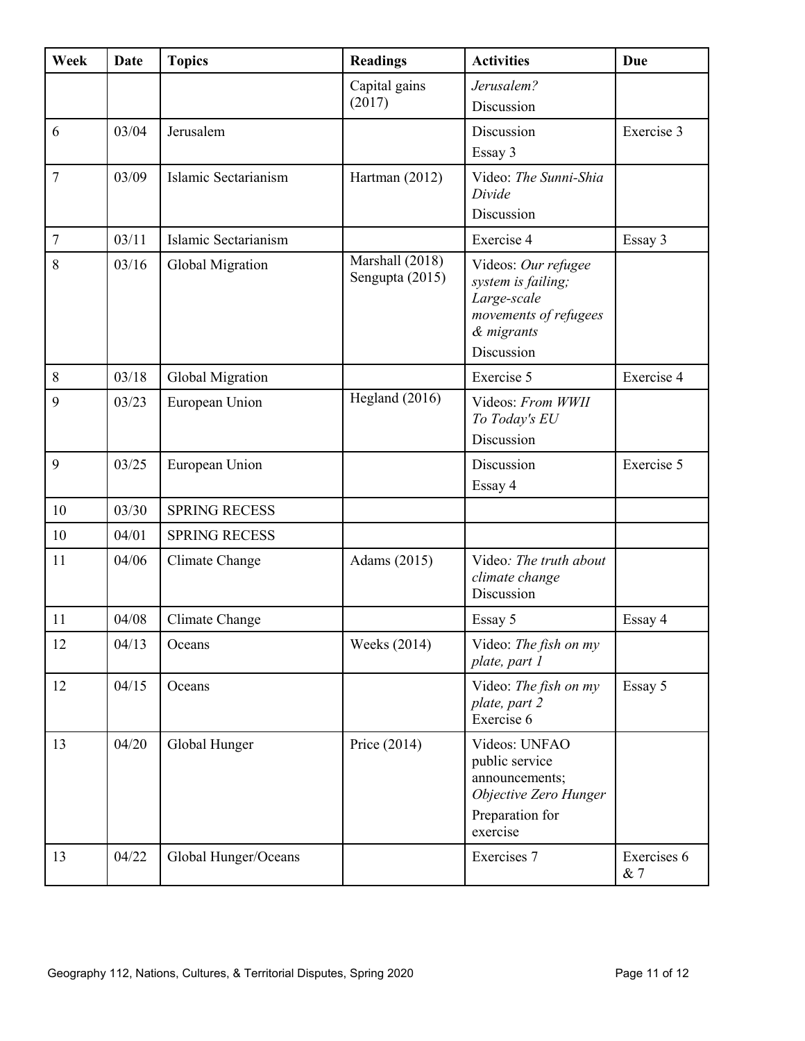| Week | Date | Topics | Readings | Activities | Due |
|---|---|---|---|---|---|
| | | | Capital gains (2017) | *Jerusalem?*<br>Discussion | |
| 6 | 03/04 | Jerusalem | | Discussion<br>Essay 3 | Exercise 3 |
| 7 | 03/09 | Islamic Sectarianism | Hartman (2012) | Video: *The Sunni-Shia Divide*<br>Discussion | |
| 7 | 03/11 | Islamic Sectarianism | | Exercise 4 | Essay 3 |
| 8 | 03/16 | Global Migration | Marshall (2018)<br>Sengupta (2015) | Videos: *Our refugee system is failing; Large-scale movements of refugees & migrants*<br>Discussion | |
| 8 | 03/18 | Global Migration | | Exercise 5 | Exercise 4 |
| 9 | 03/23 | European Union | Hegland (2016) | Videos: *From WWII To Today's EU*<br>Discussion | |
| 9 | 03/25 | European Union | | Discussion<br>Essay 4 | Exercise 5 |
| 10 | 03/30 | SPRING RECESS | | | |
| 10 | 04/01 | SPRING RECESS | | | |
| 11 | 04/06 | Climate Change | Adams (2015) | Video*: The truth about climate change*<br>Discussion | |
| 11 | 04/08 | Climate Change | | Essay 5 | Essay 4 |
| 12 | 04/13 | Oceans | Weeks (2014) | Video: *The fish on my plate, part 1* | |
| 12 | 04/15 | Oceans | | Video: *The fish on my plate, part 2*<br>Exercise 6 | Essay 5 |
| 13 | 04/20 | Global Hunger | Price (2014) | Videos: UNFAO public service announcements; *Objective Zero Hunger*<br>Preparation for exercise | |
| 13 | 04/22 | Global Hunger/Oceans | | Exercises 7 | Exercises 6 & 7 |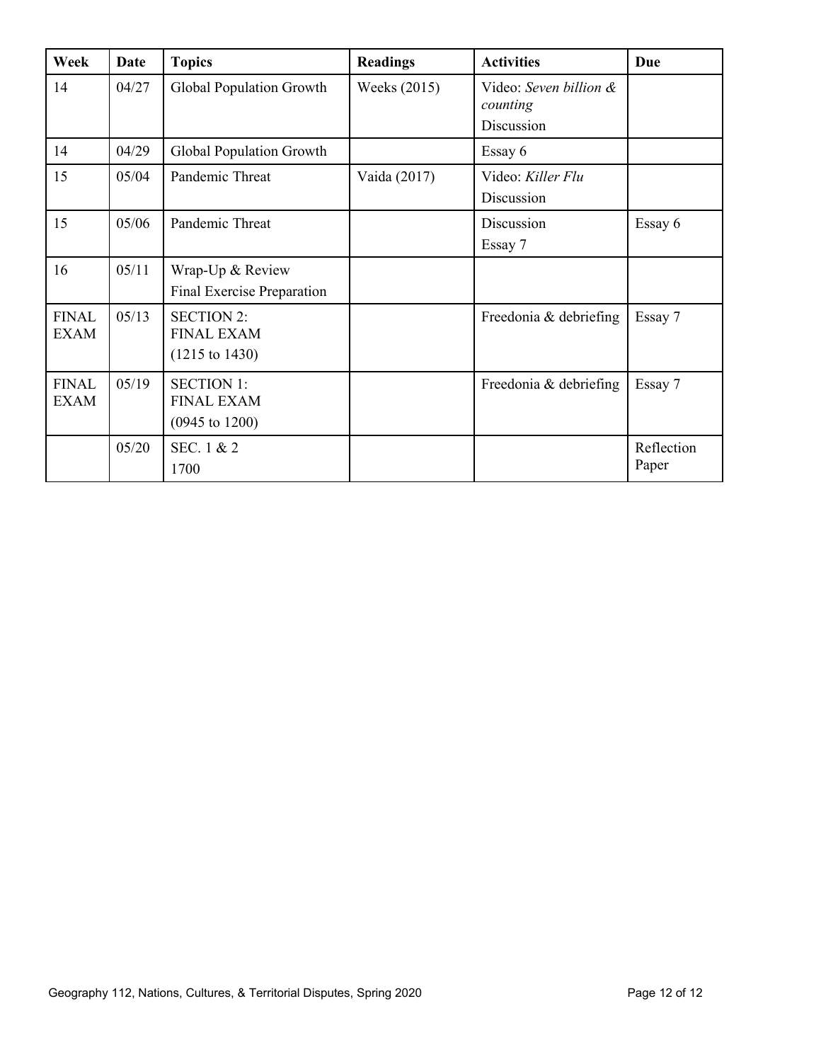| Week | Date | Topics | Readings | Activities | Due |
|---|---|---|---|---|---|
| 14 | 04/27 | Global Population Growth | Weeks (2015) | Video: *Seven billion & counting*<br>Discussion | |
| 14 | 04/29 | Global Population Growth | | Essay 6 | |
| 15 | 05/04 | Pandemic Threat | Vaida (2017) | Video: *Killer Flu*<br>Discussion | |
| 15 | 05/06 | Pandemic Threat | | Discussion<br>Essay 7 | Essay 6 |
| 16 | 05/11 | Wrap-Up & Review<br>Final Exercise Preparation | | | |
| FINAL EXAM | 05/13 | SECTION 2:<br>FINAL EXAM<br>(1215 to 1430) | | Freedonia & debriefing | Essay 7 |
| FINAL EXAM | 05/19 | SECTION 1:<br>FINAL EXAM<br>(0945 to 1200) | | Freedonia & debriefing | Essay 7 |
| | 05/20 | SEC. 1 & 2<br>1700 | | | Reflection Paper |